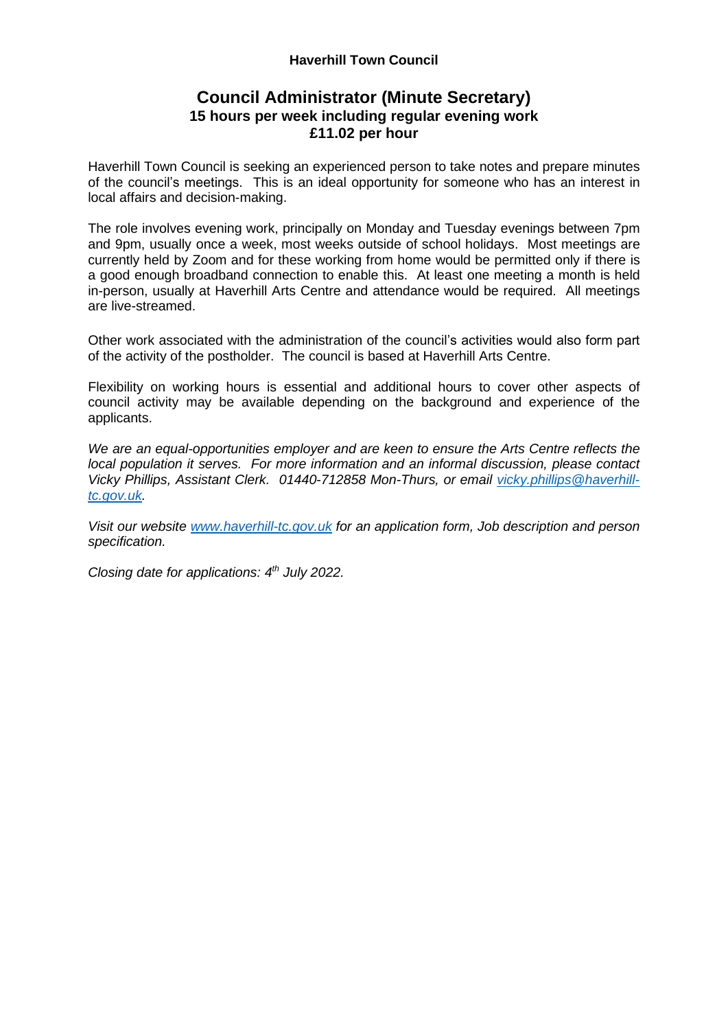**Haverhill Town Council**

# Council Administrator (Minute Secretary)

**15 hours per week including regular evening work**
**£11.02 per hour**

Haverhill Town Council is seeking an experienced person to take notes and prepare minutes of the council's meetings. This is an ideal opportunity for someone who has an interest in local affairs and decision-making.

The role involves evening work, principally on Monday and Tuesday evenings between 7pm and 9pm, usually once a week, most weeks outside of school holidays. Most meetings are currently held by Zoom and for these working from home would be permitted only if there is a good enough broadband connection to enable this. At least one meeting a month is held in-person, usually at Haverhill Arts Centre and attendance would be required. All meetings are live-streamed.

Other work associated with the administration of the council's activities would also form part of the activity of the postholder. The council is based at Haverhill Arts Centre.

Flexibility on working hours is essential and additional hours to cover other aspects of council activity may be available depending on the background and experience of the applicants.

*We are an equal-opportunities employer and are keen to ensure the Arts Centre reflects the local population it serves. For more information and an informal discussion, please contact Vicky Phillips, Assistant Clerk. 01440-712858 Mon-Thurs, or email vicky.phillips@haverhill-tc.gov.uk.*

*Visit our website www.haverhill-tc.gov.uk for an application form, Job description and person specification.*

*Closing date for applications: 4th July 2022.*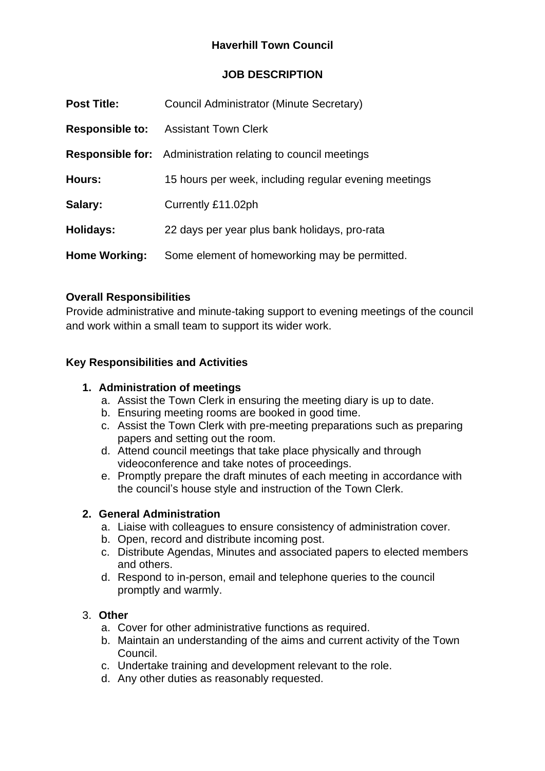**Haverhill Town Council**

**JOB DESCRIPTION**

**Post Title:** Council Administrator (Minute Secretary)

**Responsible to:** Assistant Town Clerk

**Responsible for:** Administration relating to council meetings

**Hours:** 15 hours per week, including regular evening meetings

**Salary:** Currently £11.02ph

**Holidays:** 22 days per year plus bank holidays, pro-rata

**Home Working:** Some element of homeworking may be permitted.

**Overall Responsibilities**

Provide administrative and minute-taking support to evening meetings of the council and work within a small team to support its wider work.

**Key Responsibilities and Activities**

1. **Administration of meetings**
    a. Assist the Town Clerk in ensuring the meeting diary is up to date.
    b. Ensuring meeting rooms are booked in good time.
    c. Assist the Town Clerk with pre-meeting preparations such as preparing papers and setting out the room.
    d. Attend council meetings that take place physically and through videoconference and take notes of proceedings.
    e. Promptly prepare the draft minutes of each meeting in accordance with the council's house style and instruction of the Town Clerk.

2. **General Administration**
    a. Liaise with colleagues to ensure consistency of administration cover.
    b. Open, record and distribute incoming post.
    c. Distribute Agendas, Minutes and associated papers to elected members and others.
    d. Respond to in-person, email and telephone queries to the council promptly and warmly.

3. **Other**
    a. Cover for other administrative functions as required.
    b. Maintain an understanding of the aims and current activity of the Town Council.
    c. Undertake training and development relevant to the role.
    d. Any other duties as reasonably requested.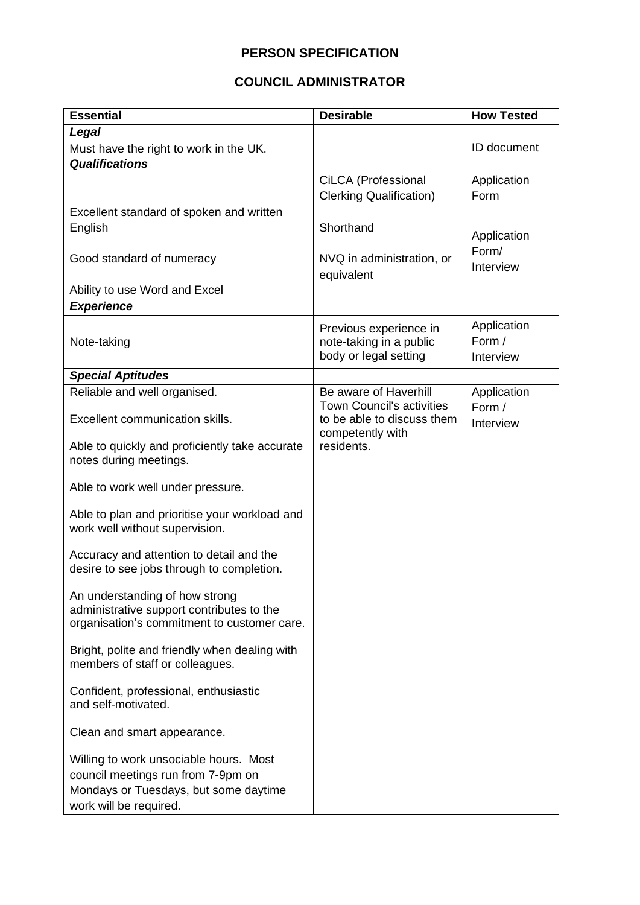# PERSON SPECIFICATION

## COUNCIL ADMINISTRATOR

| Essential | Desirable | How Tested |
|---|---|---|
| ***Legal*** | | |
| Must have the right to work in the UK. | | ID document |
| ***Qualifications*** | | |
| | CiLCA (Professional Clerking Qualification) | Application Form |
| Excellent standard of spoken and written English<br><br>Good standard of numeracy<br><br>Ability to use Word and Excel | Shorthand<br><br>NVQ in administration, or equivalent | Application Form/ Interview |
| ***Experience*** | | |
| Note-taking | Previous experience in note-taking in a public body or legal setting | Application Form / Interview |
| ***Special Aptitudes*** | | |
| Reliable and well organised.<br><br>Excellent communication skills.<br><br>Able to quickly and proficiently take accurate notes during meetings.<br><br>Able to work well under pressure.<br><br>Able to plan and prioritise your workload and work well without supervision.<br><br>Accuracy and attention to detail and the desire to see jobs through to completion.<br><br>An understanding of how strong administrative support contributes to the organisation's commitment to customer care.<br><br>Bright, polite and friendly when dealing with members of staff or colleagues.<br><br>Confident, professional, enthusiastic and self-motivated.<br><br>Clean and smart appearance.<br><br>Willing to work unsociable hours. Most council meetings run from 7-9pm on Mondays or Tuesdays, but some daytime work will be required. | Be aware of Haverhill Town Council's activities to be able to discuss them competently with residents. | Application Form / Interview |